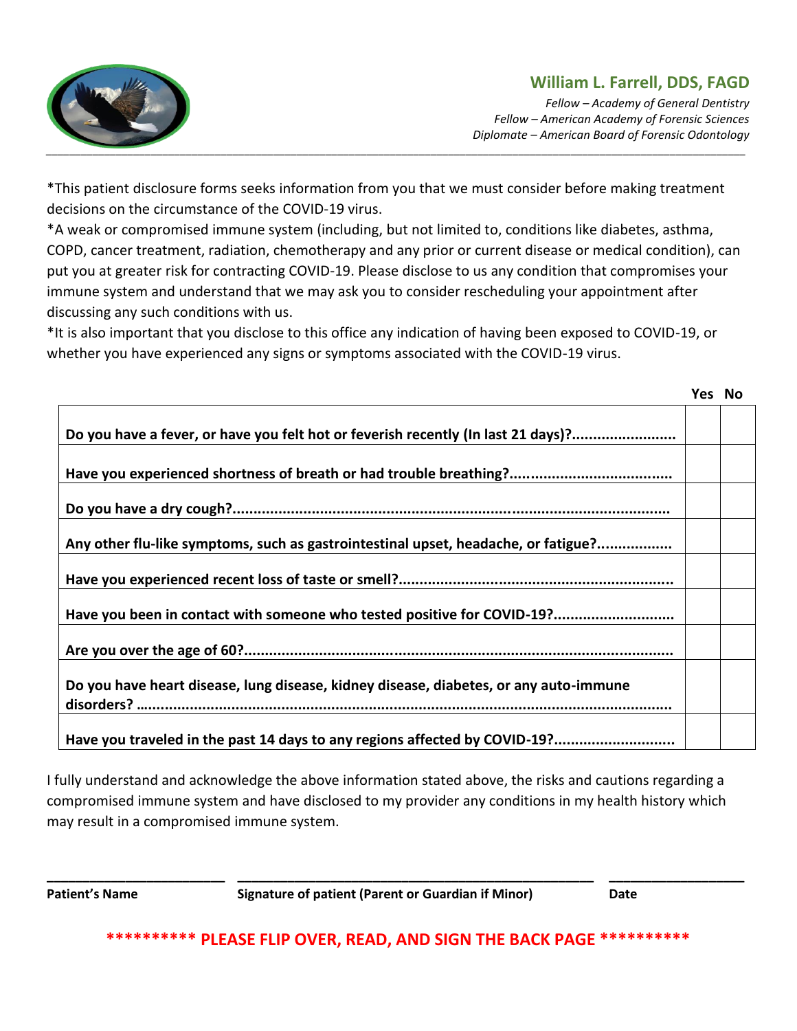## William L. Farrell, DDS, FAGD

*Fellow – Academy of General Dentistry*
*Fellow – American Academy of Forensic Sciences*
*Diplomate – American Board of Forensic Odontology*

---

*This patient disclosure forms seeks information from you that we must consider before making treatment decisions on the circumstance of the COVID-19 virus.
*A weak or compromised immune system (including, but not limited to, conditions like diabetes, asthma, COPD, cancer treatment, radiation, chemotherapy and any prior or current disease or medical condition), can put you at greater risk for contracting COVID-19. Please disclose to us any condition that compromises your immune system and understand that we may ask you to consider rescheduling your appointment after discussing any such conditions with us.
*It is also important that you disclose to this office any indication of having been exposed to COVID-19, or whether you have experienced any signs or symptoms associated with the COVID-19 virus.

| | Yes | No |
|---|---|---|
| **Do you have a fever, or have you felt hot or feverish recently (In last 21 days)?.........................** | | |
| **Have you experienced shortness of breath or had trouble breathing?.......................................** | | |
| **Do you have a dry cough?.........................................................................................................** | | |
| **Any other flu-like symptoms, such as gastrointestinal upset, headache, or fatigue?..................** | | |
| **Have you experienced recent loss of taste or smell?..................................................................** | | |
| **Have you been in contact with someone who tested positive for COVID-19?.............................** | | |
| **Are you over the age of 60?.......................................................................................................** | | |
| **Do you have heart disease, lung disease, kidney disease, diabetes, or any auto-immune disorders? ....................................................................................................................** | | |
| **Have you traveled in the past 14 days to any regions affected by COVID-19?............................** | | |

I fully understand and acknowledge the above information stated above, the risks and cautions regarding a compromised immune system and have disclosed to my provider any conditions in my health history which may result in a compromised immune system.

_________________________ &nbsp;&nbsp; __________________________________________________ &nbsp;&nbsp; ___________________

**Patient's Name** &nbsp;&nbsp; **Signature of patient (Parent or Guardian if Minor)** &nbsp;&nbsp; **Date**

**********\* PLEASE FLIP OVER, READ, AND SIGN THE BACK PAGE **********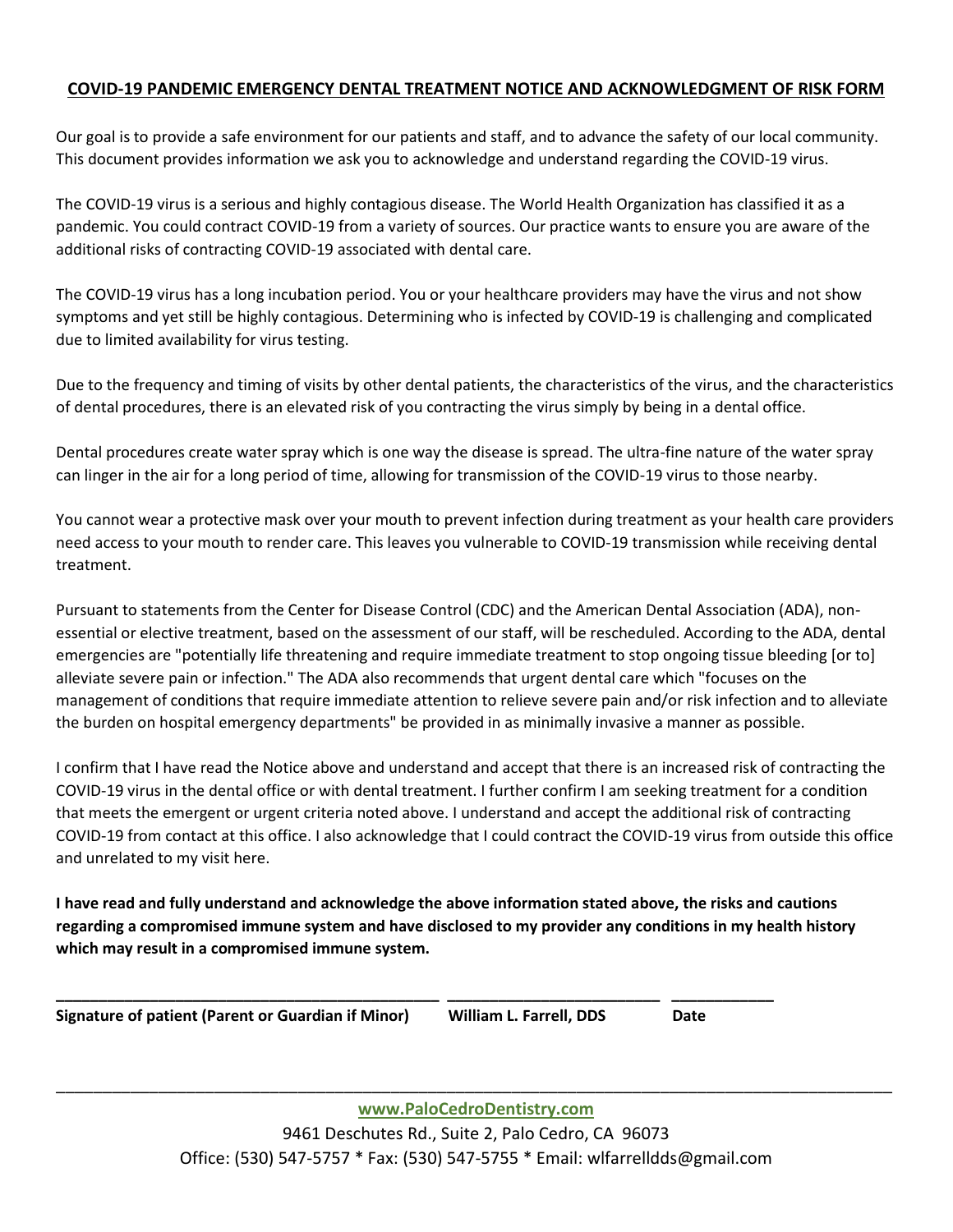## COVID-19 PANDEMIC EMERGENCY DENTAL TREATMENT NOTICE AND ACKNOWLEDGMENT OF RISK FORM

Our goal is to provide a safe environment for our patients and staff, and to advance the safety of our local community. This document provides information we ask you to acknowledge and understand regarding the COVID-19 virus.

The COVID-19 virus is a serious and highly contagious disease. The World Health Organization has classified it as a pandemic. You could contract COVID-19 from a variety of sources. Our practice wants to ensure you are aware of the additional risks of contracting COVID-19 associated with dental care.

The COVID-19 virus has a long incubation period. You or your healthcare providers may have the virus and not show symptoms and yet still be highly contagious. Determining who is infected by COVID-19 is challenging and complicated due to limited availability for virus testing.

Due to the frequency and timing of visits by other dental patients, the characteristics of the virus, and the characteristics of dental procedures, there is an elevated risk of you contracting the virus simply by being in a dental office.

Dental procedures create water spray which is one way the disease is spread. The ultra-fine nature of the water spray can linger in the air for a long period of time, allowing for transmission of the COVID-19 virus to those nearby.

You cannot wear a protective mask over your mouth to prevent infection during treatment as your health care providers need access to your mouth to render care. This leaves you vulnerable to COVID-19 transmission while receiving dental treatment.

Pursuant to statements from the Center for Disease Control (CDC) and the American Dental Association (ADA), non-essential or elective treatment, based on the assessment of our staff, will be rescheduled. According to the ADA, dental emergencies are "potentially life threatening and require immediate treatment to stop ongoing tissue bleeding [or to] alleviate severe pain or infection." The ADA also recommends that urgent dental care which "focuses on the management of conditions that require immediate attention to relieve severe pain and/or risk infection and to alleviate the burden on hospital emergency departments" be provided in as minimally invasive a manner as possible.

I confirm that I have read the Notice above and understand and accept that there is an increased risk of contracting the COVID-19 virus in the dental office or with dental treatment. I further confirm I am seeking treatment for a condition that meets the emergent or urgent criteria noted above. I understand and accept the additional risk of contracting COVID-19 from contact at this office. I also acknowledge that I could contract the COVID-19 virus from outside this office and unrelated to my visit here.

**I have read and fully understand and acknowledge the above information stated above, the risks and cautions regarding a compromised immune system and have disclosed to my provider any conditions in my health history which may result in a compromised immune system.**

| | | |
|---|---|---|
| ______________________________ | ______________________ | __________ |
| **Signature of patient (Parent or Guardian if Minor)** | **William L. Farrell, DDS** | **Date** |

www.PaloCedroDentistry.com

9461 Deschutes Rd., Suite 2, Palo Cedro, CA 96073

Office: (530) 547-5757 * Fax: (530) 547-5755 * Email: wlfarrelldds@gmail.com